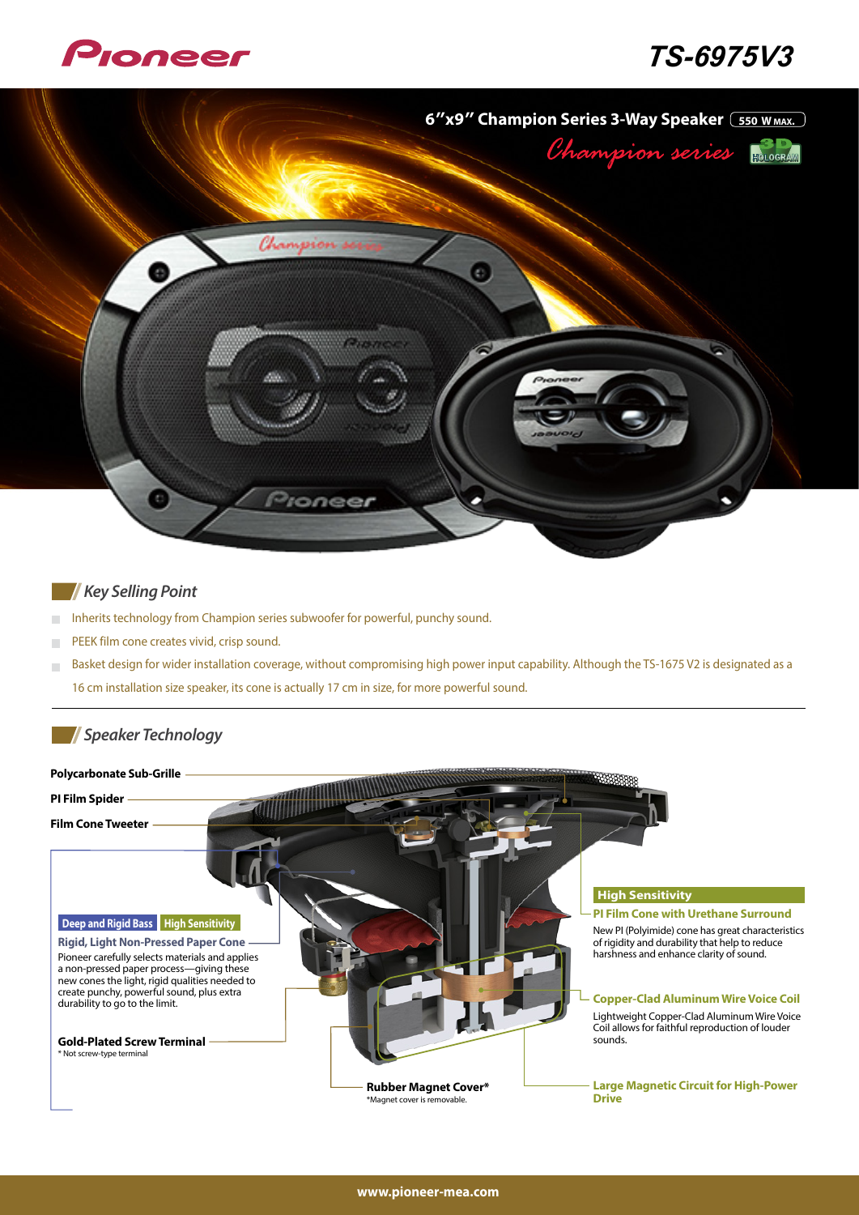# Pioneer TS-6975V3

## 6″x9″ Champion Series 3-Way Speaker 550 W MAX.

Champion series

3D HOLOGRAM

## Key Selling Point

- Inherits technology from Champion series subwoofer for powerful, punchy sound.
- PEEK film cone creates vivid, crisp sound.
- Basket design for wider installation coverage, without compromising high power input capability. Although the TS-1675 V2 is designated as a 16 cm installation size speaker, its cone is actually 17 cm in size, for more powerful sound.

## Speaker Technology

**Polycarbonate Sub-Grille**

**PI Film Spider**

**Film Cone Tweeter**

**Deep and Rigid Bass** | **High Sensitivity**

**Rigid, Light Non-Pressed Paper Cone**

Pioneer carefully selects materials and applies a non-pressed paper process—giving these new cones the light, rigid qualities needed to create punchy, powerful sound, plus extra durability to go to the limit.

**Gold-Plated Screw Terminal**

* Not screw-type terminal

**Rubber Magnet Cover***

*Magnet cover is removable.

**High Sensitivity**

**PI Film Cone with Urethane Surround**

New PI (Polyimide) cone has great characteristics of rigidity and durability that help to reduce harshness and enhance clarity of sound.

**Copper-Clad Aluminum Wire Voice Coil**

Lightweight Copper-Clad Aluminum Wire Voice Coil allows for faithful reproduction of louder sounds.

**Large Magnetic Circuit for High-Power Drive**

www.pioneer-mea.com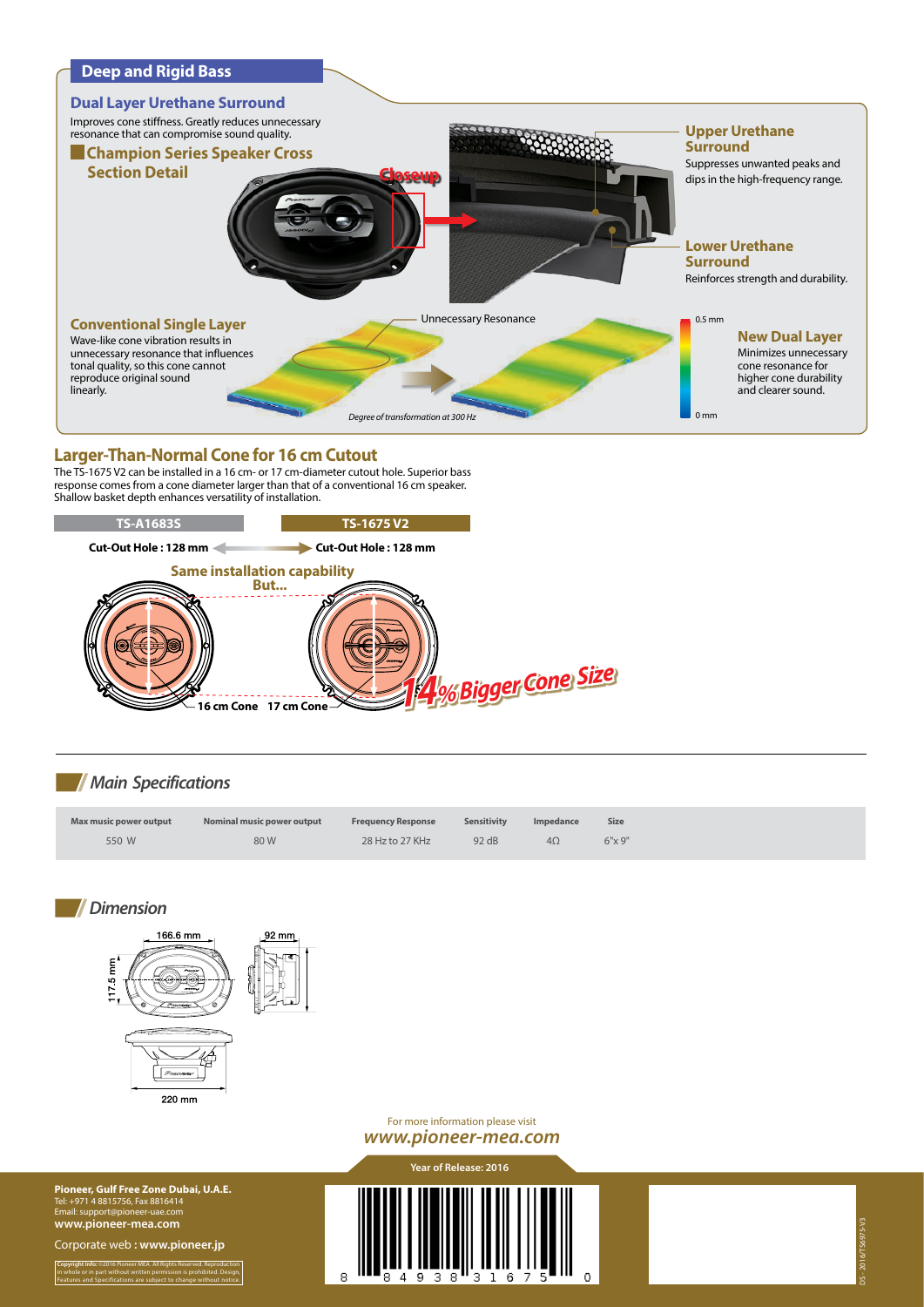## Deep and Rigid Bass

### Dual Layer Urethane Surround

Improves cone stiffness. Greatly reduces unnecessary resonance that can compromise sound quality.

### Champion Series Speaker Cross Section Detail

Closeup

**Upper Urethane Surround**
Suppresses unwanted peaks and dips in the high-frequency range.

**Lower Urethane Surround**
Reinforces strength and durability.

**Conventional Single Layer**
Wave-like cone vibration results in unnecessary resonance that influences tonal quality, so this cone cannot reproduce original sound linearly.

Unnecessary Resonance

Degree of transformation at 300 Hz

0.5 mm

0 mm

**New Dual Layer**
Minimizes unnecessary cone resonance for higher cone durability and clearer sound.

### Larger-Than-Normal Cone for 16 cm Cutout

The TS-1675 V2 can be installed in a 16 cm- or 17 cm-diameter cutout hole. Superior bass response comes from a cone diameter larger than that of a conventional 16 cm speaker. Shallow basket depth enhances versatility of installation.

| TS-A1683S | TS-1675 V2 |
|---|---|
| Cut-Out Hole : 128 mm | Cut-Out Hole : 128 mm |

Same installation capability
But...

16 cm Cone

17 cm Cone

14% Bigger Cone Size

## Main Specifications

| Max music power output | Nominal music power output | Frequency Response | Sensitivity | Impedance | Size |
|---|---|---|---|---|---|
| 550 W | 80 W | 28 Hz to 27 KHz | 92 dB | 4Ω | 6"x 9" |

## Dimension

166.6 mm

92 mm

117.5 mm

220 mm

For more information please visit
*www.pioneer-mea.com*

Year of Release: 2016

**Pioneer, Gulf Free Zone Dubai, U.A.E.**
Tel: +971 4 8815756, Fax 8816414
Email: support@pioneer-uae.com
**www.pioneer-mea.com**

Corporate web : **www.pioneer.jp**

Copyright Info: ©2016 Pioneer MEA. All Rights Reserved. Reproduction in whole or in part without written permission is prohibited. Design, Features and Specifications are subject to change without notice.

8 849383 16750

DS - 2016/TS6975-V3